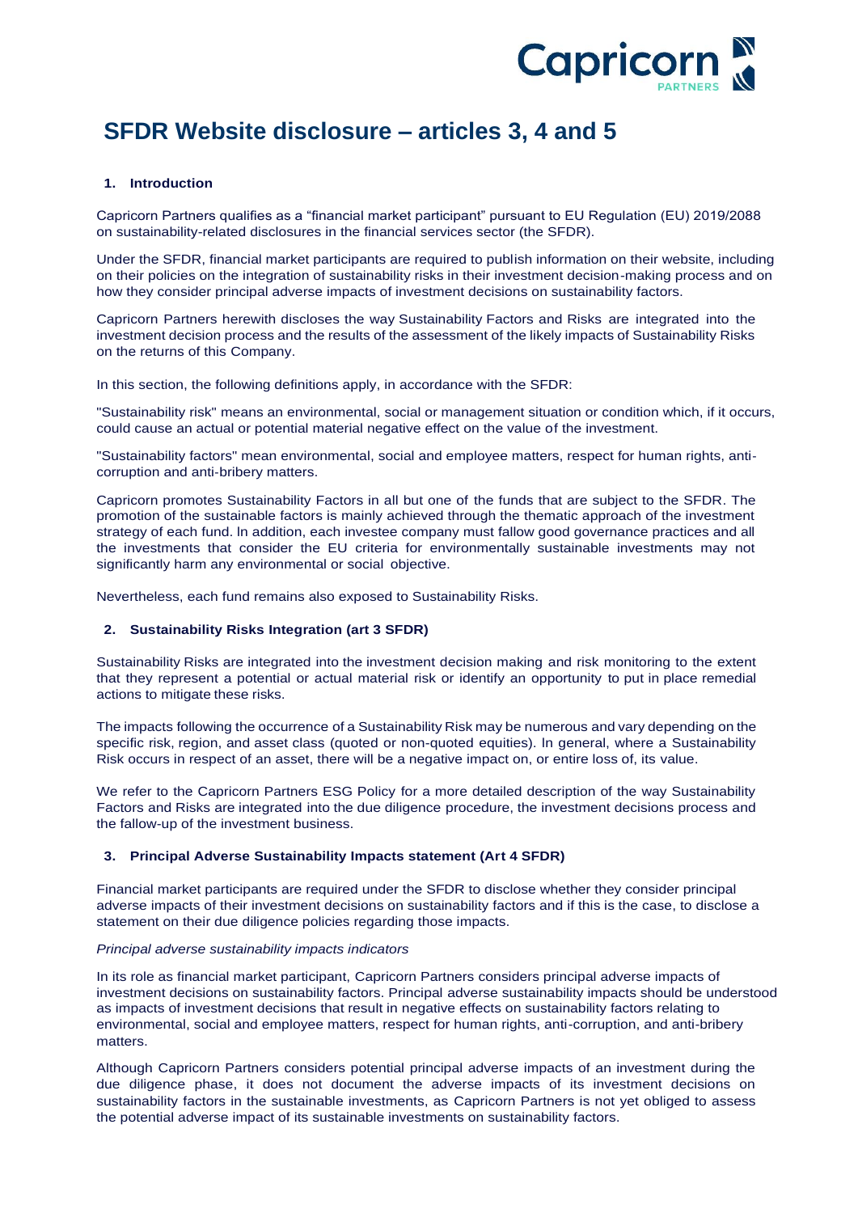# SFDR Website disclosure – articles 3, 4 and 5

## 1. Introduction

Capricorn Partners qualifies as a "financial market participant" pursuant to EU Regulation (EU) 2019/2088 on sustainability-related disclosures in the financial services sector (the SFDR).

Under the SFDR, financial market participants are required to publish information on their website, including on their policies on the integration of sustainability risks in their investment decision-making process and on how they consider principal adverse impacts of investment decisions on sustainability factors.

Capricorn Partners herewith discloses the way Sustainability Factors and Risks are integrated into the investment decision process and the results of the assessment of the likely impacts of Sustainability Risks on the returns of this Company.

In this section, the following definitions apply, in accordance with the SFDR:

"Sustainability risk" means an environmental, social or management situation or condition which, if it occurs, could cause an actual or potential material negative effect on the value of the investment.

"Sustainability factors" mean environmental, social and employee matters, respect for human rights, anti-corruption and anti-bribery matters.

Capricorn promotes Sustainability Factors in all but one of the funds that are subject to the SFDR. The promotion of the sustainable factors is mainly achieved through the thematic approach of the investment strategy of each fund. In addition, each investee company must fallow good governance practices and all the investments that consider the EU criteria for environmentally sustainable investments may not significantly harm any environmental or social objective.

Nevertheless, each fund remains also exposed to Sustainability Risks.

## 2. Sustainability Risks Integration (art 3 SFDR)

Sustainability Risks are integrated into the investment decision making and risk monitoring to the extent that they represent a potential or actual material risk or identify an opportunity to put in place remedial actions to mitigate these risks.

The impacts following the occurrence of a Sustainability Risk may be numerous and vary depending on the specific risk, region, and asset class (quoted or non-quoted equities). In general, where a Sustainability Risk occurs in respect of an asset, there will be a negative impact on, or entire loss of, its value.

We refer to the Capricorn Partners ESG Policy for a more detailed description of the way Sustainability Factors and Risks are integrated into the due diligence procedure, the investment decisions process and the fallow-up of the investment business.

## 3. Principal Adverse Sustainability Impacts statement (Art 4 SFDR)

Financial market participants are required under the SFDR to disclose whether they consider principal adverse impacts of their investment decisions on sustainability factors and if this is the case, to disclose a statement on their due diligence policies regarding those impacts.

*Principal adverse sustainability impacts indicators*

In its role as financial market participant, Capricorn Partners considers principal adverse impacts of investment decisions on sustainability factors. Principal adverse sustainability impacts should be understood as impacts of investment decisions that result in negative effects on sustainability factors relating to environmental, social and employee matters, respect for human rights, anti-corruption, and anti-bribery matters.

Although Capricorn Partners considers potential principal adverse impacts of an investment during the due diligence phase, it does not document the adverse impacts of its investment decisions on sustainability factors in the sustainable investments, as Capricorn Partners is not yet obliged to assess the potential adverse impact of its sustainable investments on sustainability factors.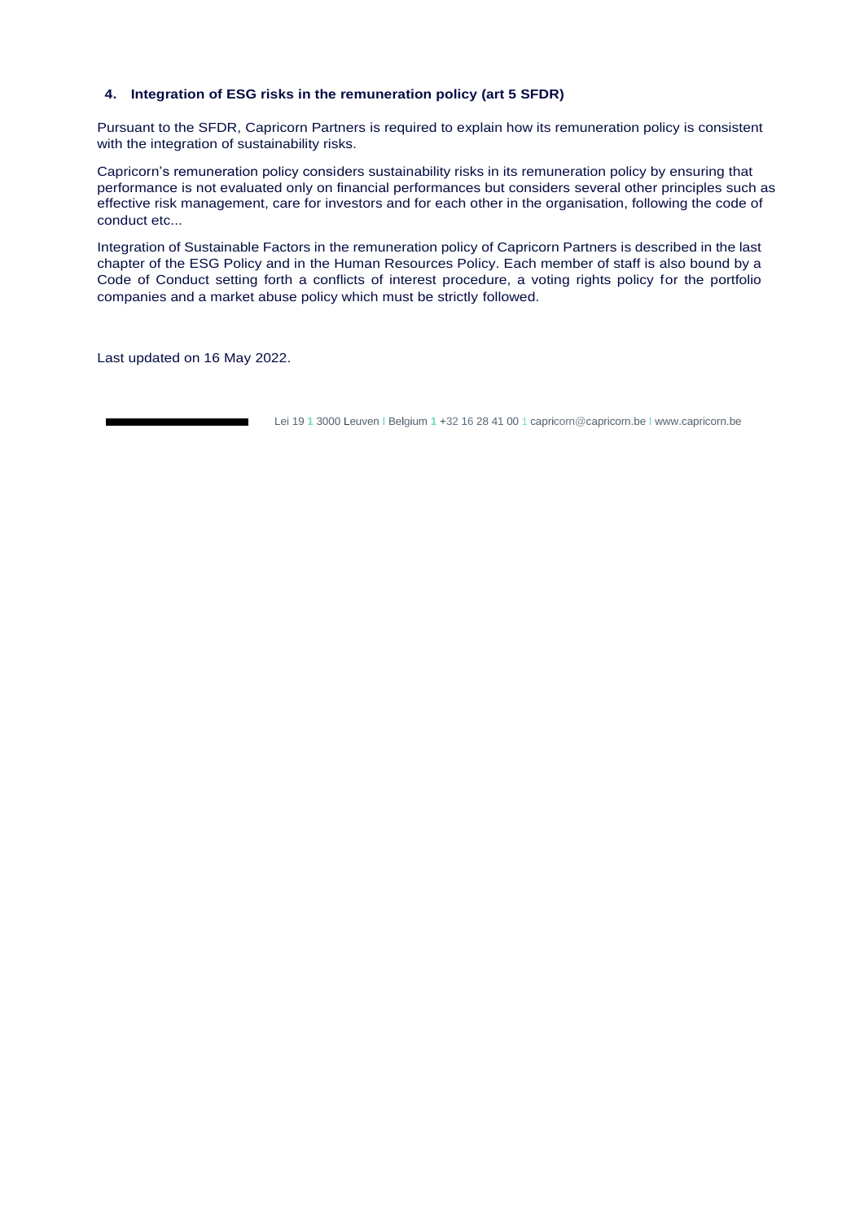## 4. Integration of ESG risks in the remuneration policy (art 5 SFDR)

Pursuant to the SFDR, Capricorn Partners is required to explain how its remuneration policy is consistent with the integration of sustainability risks.

Capricorn's remuneration policy considers sustainability risks in its remuneration policy by ensuring that performance is not evaluated only on financial performances but considers several other principles such as effective risk management, care for investors and for each other in the organisation, following the code of conduct etc...

Integration of Sustainable Factors in the remuneration policy of Capricorn Partners is described in the last chapter of the ESG Policy and in the Human Resources Policy. Each member of staff is also bound by a Code of Conduct setting forth a conflicts of interest procedure, a voting rights policy for the portfolio companies and a market abuse policy which must be strictly followed.

Last updated on 16 May 2022.